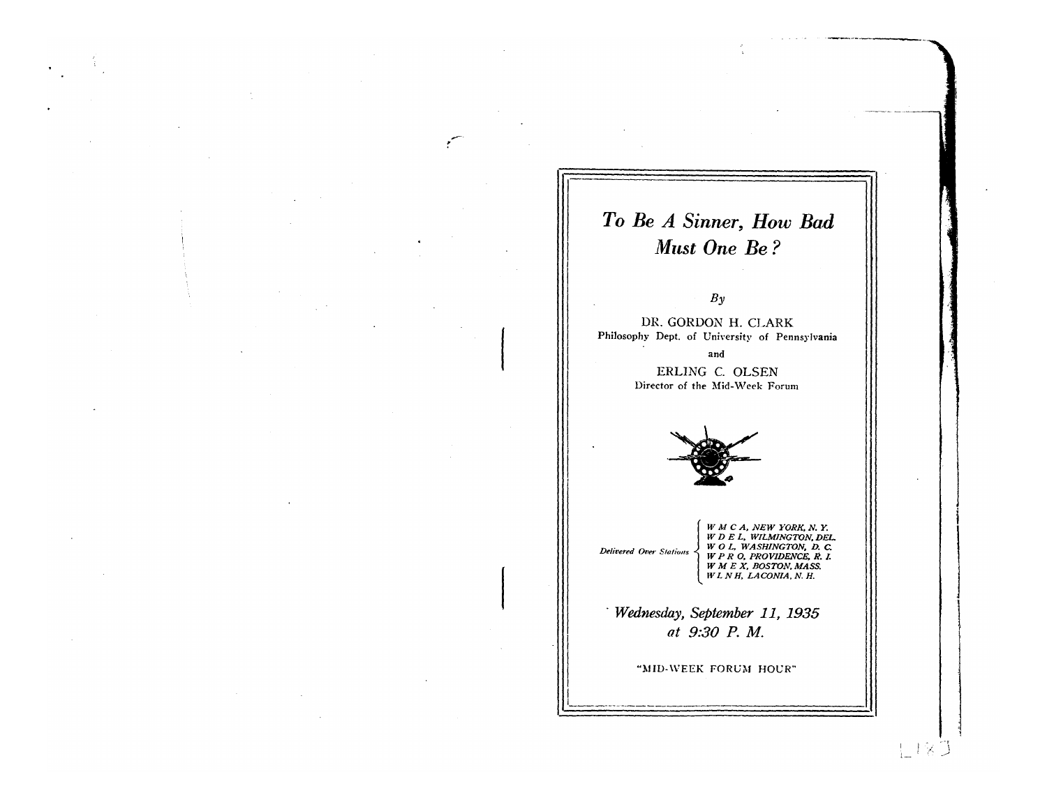# To Be A Sinner, How Bad Must One Be?

*By*

DR. GORDON H. CLARK
Philosophy Dept. of University of Pennsylvania

and

ERLING C. OLSEN
Director of the Mid-Week Forum

*Delivered Over Stations*

- *W M C A, NEW YORK, N. Y.*
- *W D E L, WILMINGTON, DEL.*
- *W O L, WASHINGTON, D. C.*
- *W P R O, PROVIDENCE, R. I.*
- *W M E X, BOSTON, MASS.*
- *W L N H, LACONIA, N. H.*

***Wednesday, September 11, 1935***
***at 9:30 P. M.***

"MID-WEEK FORUM HOUR"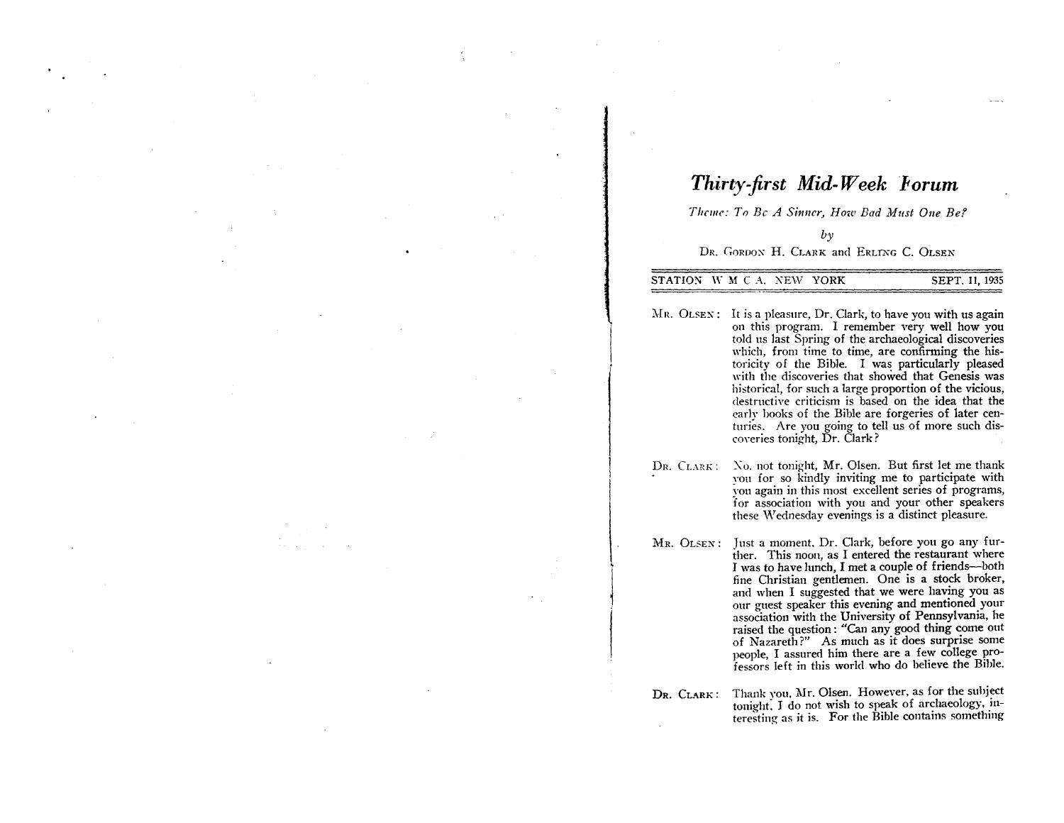# *Thirty-first Mid-Week Forum*

*Theme: To Be A Sinner, How Bad Must One Be?*

*by*

DR. GORDON H. CLARK and ERLING C. OLSEN

STATION W M C A, NEW YORK — SEPT. 11, 1935

---

MR. OLSEN: It is a pleasure, Dr. Clark, to have you with us again on this program. I remember very well how you told us last Spring of the archaeological discoveries which, from time to time, are confirming the historicity of the Bible. I was particularly pleased with the discoveries that showed that Genesis was historical, for such a large proportion of the vicious, destructive criticism is based on the idea that the early books of the Bible are forgeries of later centuries. Are you going to tell us of more such discoveries tonight, Dr. Clark?

DR. CLARK: No, not tonight, Mr. Olsen. But first let me thank you for so kindly inviting me to participate with you again in this most excellent series of programs, for association with you and your other speakers these Wednesday evenings is a distinct pleasure.

MR. OLSEN: Just a moment, Dr. Clark, before you go any further. This noon, as I entered the restaurant where I was to have lunch, I met a couple of friends—both fine Christian gentlemen. One is a stock broker, and when I suggested that we were having you as our guest speaker this evening and mentioned your association with the University of Pennsylvania, he raised the question: "Can any good thing come out of Nazareth?" As much as it does surprise some people, I assured him there are a few college professors left in this world who do believe the Bible.

DR. CLARK: Thank you, Mr. Olsen. However, as for the subject tonight, I do not wish to speak of archaeology, interesting as it is. For the Bible contains something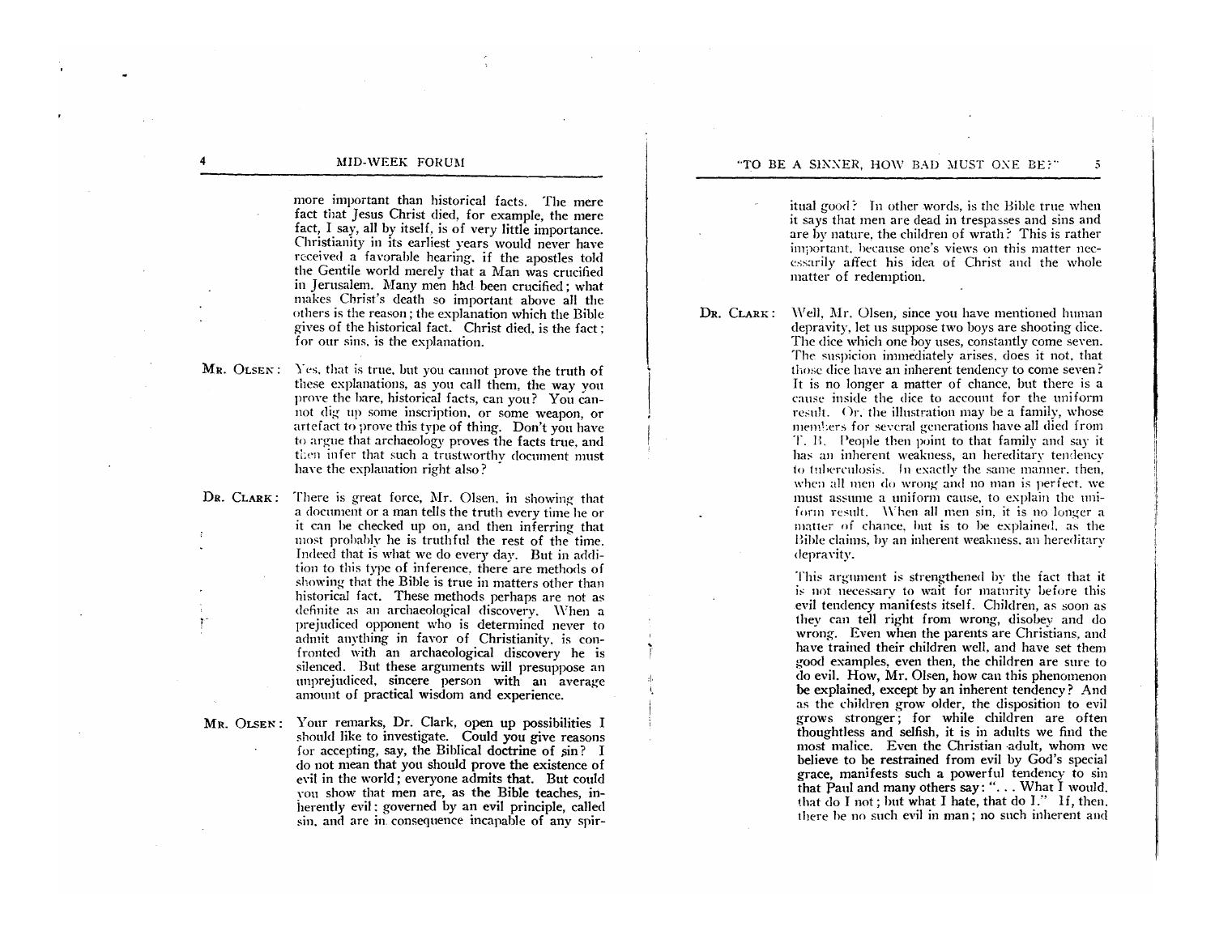more important than historical facts. The mere fact that Jesus Christ died, for example, the mere fact, I say, all by itself, is of very little importance. Christianity in its earliest years would never have received a favorable hearing, if the apostles told the Gentile world merely that a Man was crucified in Jerusalem. Many men had been crucified; what makes Christ's death so important above all the others is the reason; the explanation which the Bible gives of the historical fact. Christ died, is the fact; for our sins, is the explanation.

**MR. OLSEN:** Yes, that is true, but you cannot prove the truth of these explanations, as you call them, the way you prove the bare, historical facts, can you? You cannot dig up some inscription, or some weapon, or artefact to prove this type of thing. Don't you have to argue that archaeology proves the facts true, and then infer that such a trustworthy document must have the explanation right also?

**DR. CLARK:** There is great force, Mr. Olsen, in showing that a document or a man tells the truth every time he or it can be checked up on, and then inferring that most probably he is truthful the rest of the time. Indeed that is what we do every day. But in addition to this type of inference, there are methods of showing that the Bible is true in matters other than historical fact. These methods perhaps are not as definite as an archaeological discovery. When a prejudiced opponent who is determined never to admit anything in favor of Christianity, is confronted with an archaeological discovery he is silenced. But these arguments will presuppose an unprejudiced, sincere person with an average amount of practical wisdom and experience.

**MR. OLSEN:** Your remarks, Dr. Clark, open up possibilities I should like to investigate. Could you give reasons for accepting, say, the Biblical doctrine of sin? I do not mean that you should prove the existence of evil in the world; everyone admits that. But could you show that men are, as the Bible teaches, inherently evil: governed by an evil principle, called sin, and are in consequence incapable of any spiritual good? In other words, is the Bible true when it says that men are dead in trespasses and sins and are by nature, the children of wrath? This is rather important, because one's views on this matter necessarily affect his idea of Christ and the whole matter of redemption.

**DR. CLARK:** Well, Mr. Olsen, since you have mentioned human depravity, let us suppose two boys are shooting dice. The dice which one boy uses, constantly come seven. The suspicion immediately arises, does it not, that those dice have an inherent tendency to come seven? It is no longer a matter of chance, but there is a cause inside the dice to account for the uniform result. Or, the illustration may be a family, whose members for several generations have all died from T. B. People then point to that family and say it has an inherent weakness, an hereditary tendency to tuberculosis. In exactly the same manner, then, when all men do wrong and no man is perfect, we must assume a uniform cause, to explain the uniform result. When all men sin, it is no longer a matter of chance, but is to be explained, as the Bible claims, by an inherent weakness, an hereditary depravity.

This argument is strengthened by the fact that it is not necessary to wait for maturity before this evil tendency manifests itself. Children, as soon as they can tell right from wrong, disobey and do wrong. Even when the parents are Christians, and have trained their children well, and have set them good examples, even then, the children are sure to do evil. How, Mr. Olsen, how can this phenomenon be explained, except by an inherent tendency? And as the children grow older, the disposition to evil grows stronger; for while children are often thoughtless and selfish, it is in adults we find the most malice. Even the Christian adult, whom we believe to be restrained from evil by God's special grace, manifests such a powerful tendency to sin that Paul and many others say: ". . . What I would, that do I not; but what I hate, that do I." If, then, there be no such evil in man; no such inherent and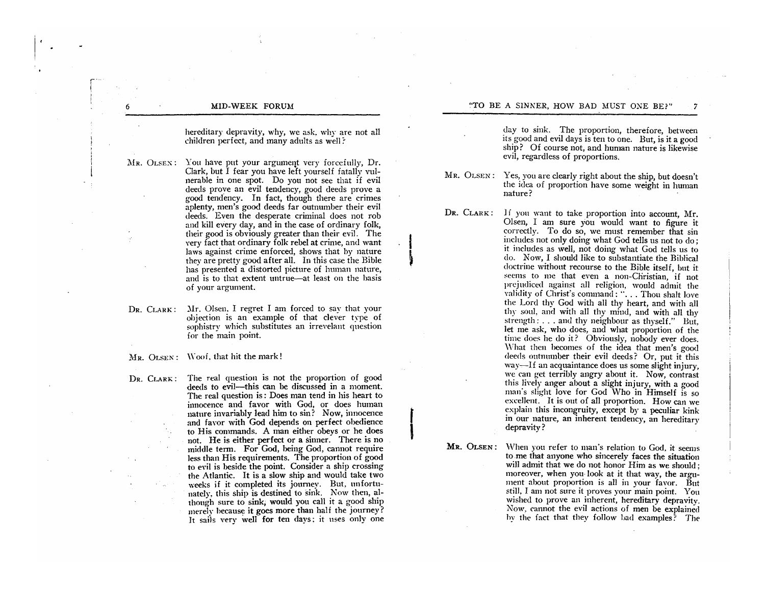hereditary depravity, why, we ask, why are not all children perfect, and many adults as well?

**MR. OLSEN:** You have put your argument very forcefully, Dr. Clark, but I fear you have left yourself fatally vulnerable in one spot. Do you not see that if evil deeds prove an evil tendency, good deeds prove a good tendency. In fact, though there are crimes aplenty, men's good deeds far outnumber their evil deeds. Even the desperate criminal does not rob and kill every day, and in the case of ordinary folk, their good is obviously greater than their evil. The very fact that ordinary folk rebel at crime, and want laws against crime enforced, shows that by nature they are pretty good after all. In this case the Bible has presented a distorted picture of human nature, and is to that extent untrue—at least on the basis of your argument.

**DR. CLARK:** Mr. Olsen, I regret I am forced to say that your objection is an example of that clever type of sophistry which substitutes an irrevelant question for the main point.

**MR. OLSEN:** Woof, that hit the mark!

**DR. CLARK:** The real question is not the proportion of good deeds to evil—this can be discussed in a moment. The real question is: Does man tend in his heart to innocence and favor with God, or does human nature invariably lead him to sin? Now, innocence and favor with God depends on perfect obedience to His commands. A man either obeys or he does not. He is either perfect or a sinner. There is no middle term. For God, being God, cannot require less than His requirements. The proportion of good to evil is beside the point. Consider a ship crossing the Atlantic. It is a slow ship and would take two weeks if it completed its journey. But, unfortunately, this ship is destined to sink. Now then, although sure to sink, would you call it a good ship merely because it goes more than half the journey? It sails very well for ten days; it uses only one day to sink. The proportion, therefore, between its good and evil days is ten to one. But, is it a good ship? Of course not, and human nature is likewise evil, regardless of proportions.

**MR. OLSEN:** Yes, you are clearly right about the ship, but doesn't the idea of proportion have some weight in human nature?

**DR. CLARK:** If you want to take proportion into account, Mr. Olsen, I am sure you would want to figure it correctly. To do so, we must remember that sin includes not only doing what God tells us not to do; it includes as well, not doing what God tells us to do. Now, I should like to substantiate the Biblical doctrine without recourse to the Bible itself, but it seems to me that even a non-Christian, if not prejudiced against all religion, would admit the validity of Christ's command: ". . . Thou shalt love the Lord thy God with all thy heart, and with all thy soul, and with all thy mind, and with all thy strength: . . . and thy neighbour as thyself." But, let me ask, who does, and what proportion of the time does he do it? Obviously, nobody ever does. What then becomes of the idea that men's good deeds outnumber their evil deeds? Or, put it this way—If an acquaintance does us some slight injury, we can get terribly angry about it. Now, contrast this lively anger about a slight injury, with a good man's slight love for God Who in Himself is so excellent. It is out of all proportion. How can we explain this incongruity, except by a peculiar kink in our nature, an inherent tendency, an hereditary depravity?

**MR. OLSEN:** When you refer to man's relation to God, it seems to me that anyone who sincerely faces the situation will admit that we do not honor Him as we should; moreover, when you look at it that way, the argument about proportion is all in your favor. But still, I am not sure it proves your main point. You wished to prove an inherent, hereditary depravity. Now, cannot the evil actions of men be explained by the fact that they follow bad examples? The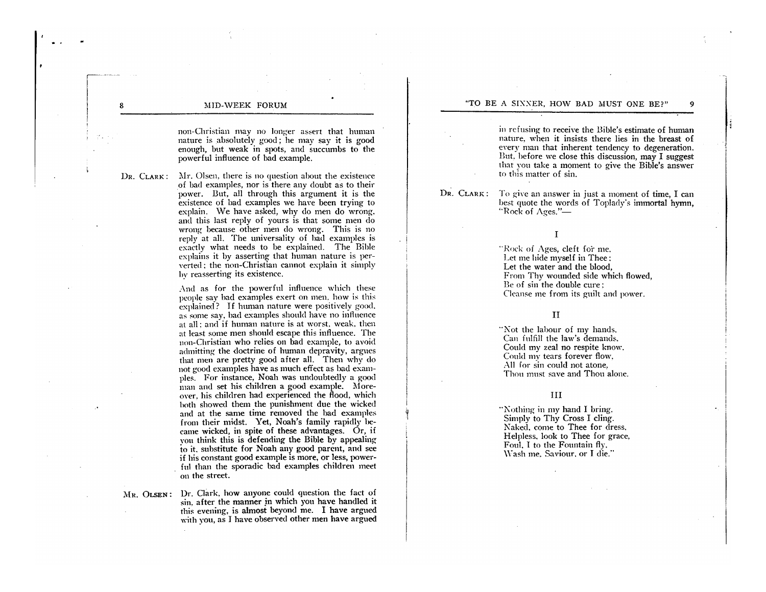non-Christian may no longer assert that human nature is absolutely good; he may say it is good enough, but weak in spots, and succumbs to the powerful influence of bad example.

**DR. CLARK:** Mr. Olsen, there is no question about the existence of bad examples, nor is there any doubt as to their power. But, all through this argument it is the existence of bad examples we have been trying to explain. We have asked, why do men do wrong, and this last reply of yours is that some men do wrong because other men do wrong. This is no reply at all. The universality of bad examples is exactly what needs to be explained. The Bible explains it by asserting that human nature is perverted; the non-Christian cannot explain it simply by reasserting its existence.

And as for the powerful influence which these people say bad examples exert on men, how is this explained? If human nature were positively good, as some say, bad examples should have no influence at all; and if human nature is at worst, weak, then at least some men should escape this influence. The non-Christian who relies on bad example, to avoid admitting the doctrine of human depravity, argues that men are pretty good after all. Then why do not good examples have as much effect as bad examples. For instance, Noah was undoubtedly a good man and set his children a good example. Moreover, his children had experienced the flood, which both showed them the punishment due the wicked and at the same time removed the bad examples from their midst. Yet, Noah's family rapidly became wicked, in spite of these advantages. Or, if you think this is defending the Bible by appealing to it, substitute for Noah any good parent, and see if his constant good example is more, or less, powerful than the sporadic bad examples children meet on the street.

**MR. OLSEN:** Dr. Clark, how anyone could question the fact of sin, after the manner in which you have handled it this evening, is almost beyond me. I have argued with you, as I have observed other men have argued in refusing to receive the Bible's estimate of human nature, when it insists there lies in the breast of every man that inherent tendency to degeneration. But, before we close this discussion, may I suggest that you take a moment to give the Bible's answer to this matter of sin.

**DR. CLARK:** To give an answer in just a moment of time, I can best quote the words of Toplady's immortal hymn, "Rock of Ages."—

I

"Rock of Ages, cleft for me,
Let me hide myself in Thee;
Let the water and the blood,
From Thy wounded side which flowed,
Be of sin the double cure;
Cleanse me from its guilt and power.

II

"Not the labour of my hands,
Can fulfill the law's demands,
Could my zeal no respite know,
Could my tears forever flow,
All for sin could not atone,
Thou must save and Thou alone.

III

"Nothing in my hand I bring,
Simply to Thy Cross I cling,
Naked, come to Thee for dress,
Helpless, look to Thee for grace,
Foul, I to the Fountain fly,
Wash me, Saviour, or I die."